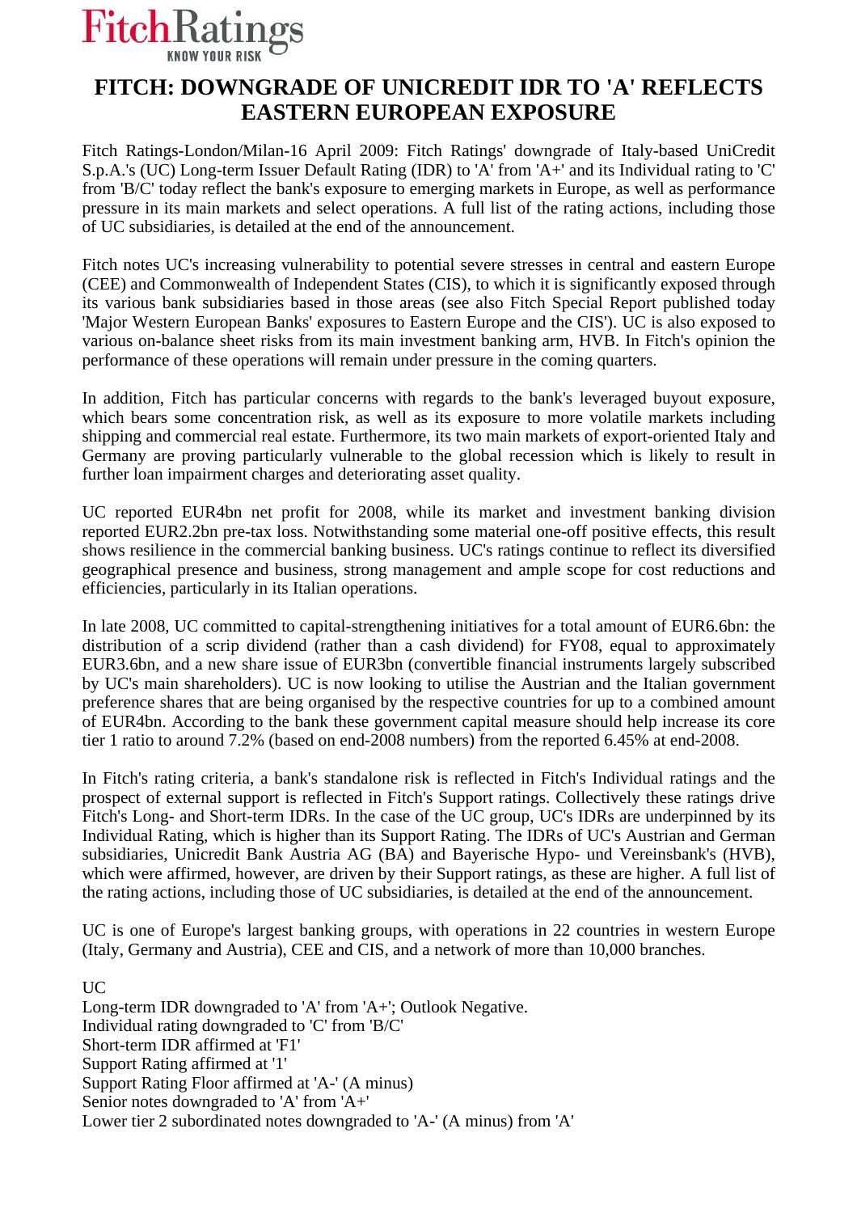FitchRatings
KNOW YOUR RISK

# FITCH: DOWNGRADE OF UNICREDIT IDR TO 'A' REFLECTS EASTERN EUROPEAN EXPOSURE

Fitch Ratings-London/Milan-16 April 2009: Fitch Ratings' downgrade of Italy-based UniCredit S.p.A.'s (UC) Long-term Issuer Default Rating (IDR) to 'A' from 'A+' and its Individual rating to 'C' from 'B/C' today reflect the bank's exposure to emerging markets in Europe, as well as performance pressure in its main markets and select operations. A full list of the rating actions, including those of UC subsidiaries, is detailed at the end of the announcement.

Fitch notes UC's increasing vulnerability to potential severe stresses in central and eastern Europe (CEE) and Commonwealth of Independent States (CIS), to which it is significantly exposed through its various bank subsidiaries based in those areas (see also Fitch Special Report published today 'Major Western European Banks' exposures to Eastern Europe and the CIS'). UC is also exposed to various on-balance sheet risks from its main investment banking arm, HVB. In Fitch's opinion the performance of these operations will remain under pressure in the coming quarters.

In addition, Fitch has particular concerns with regards to the bank's leveraged buyout exposure, which bears some concentration risk, as well as its exposure to more volatile markets including shipping and commercial real estate. Furthermore, its two main markets of export-oriented Italy and Germany are proving particularly vulnerable to the global recession which is likely to result in further loan impairment charges and deteriorating asset quality.

UC reported EUR4bn net profit for 2008, while its market and investment banking division reported EUR2.2bn pre-tax loss. Notwithstanding some material one-off positive effects, this result shows resilience in the commercial banking business. UC's ratings continue to reflect its diversified geographical presence and business, strong management and ample scope for cost reductions and efficiencies, particularly in its Italian operations.

In late 2008, UC committed to capital-strengthening initiatives for a total amount of EUR6.6bn: the distribution of a scrip dividend (rather than a cash dividend) for FY08, equal to approximately EUR3.6bn, and a new share issue of EUR3bn (convertible financial instruments largely subscribed by UC's main shareholders). UC is now looking to utilise the Austrian and the Italian government preference shares that are being organised by the respective countries for up to a combined amount of EUR4bn. According to the bank these government capital measure should help increase its core tier 1 ratio to around 7.2% (based on end-2008 numbers) from the reported 6.45% at end-2008.

In Fitch's rating criteria, a bank's standalone risk is reflected in Fitch's Individual ratings and the prospect of external support is reflected in Fitch's Support ratings. Collectively these ratings drive Fitch's Long- and Short-term IDRs. In the case of the UC group, UC's IDRs are underpinned by its Individual Rating, which is higher than its Support Rating. The IDRs of UC's Austrian and German subsidiaries, Unicredit Bank Austria AG (BA) and Bayerische Hypo- und Vereinsbank's (HVB), which were affirmed, however, are driven by their Support ratings, as these are higher. A full list of the rating actions, including those of UC subsidiaries, is detailed at the end of the announcement.

UC is one of Europe's largest banking groups, with operations in 22 countries in western Europe (Italy, Germany and Austria), CEE and CIS, and a network of more than 10,000 branches.

UC
Long-term IDR downgraded to 'A' from 'A+'; Outlook Negative.
Individual rating downgraded to 'C' from 'B/C'
Short-term IDR affirmed at 'F1'
Support Rating affirmed at '1'
Support Rating Floor affirmed at 'A-' (A minus)
Senior notes downgraded to 'A' from 'A+'
Lower tier 2 subordinated notes downgraded to 'A-' (A minus) from 'A'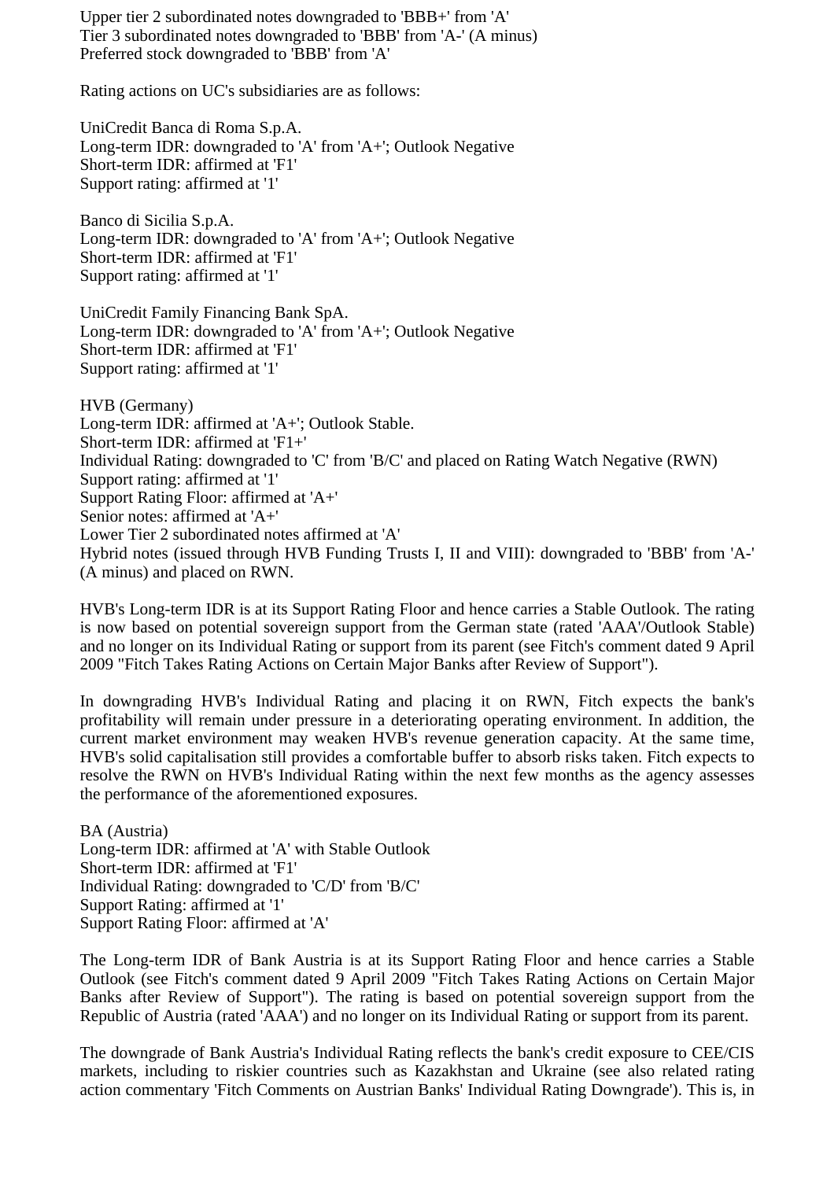Upper tier 2 subordinated notes downgraded to 'BBB+' from 'A'
Tier 3 subordinated notes downgraded to 'BBB' from 'A-' (A minus)
Preferred stock downgraded to 'BBB' from 'A'

Rating actions on UC's subsidiaries are as follows:

UniCredit Banca di Roma S.p.A.
Long-term IDR: downgraded to 'A' from 'A+'; Outlook Negative
Short-term IDR: affirmed at 'F1'
Support rating: affirmed at '1'

Banco di Sicilia S.p.A.
Long-term IDR: downgraded to 'A' from 'A+'; Outlook Negative
Short-term IDR: affirmed at 'F1'
Support rating: affirmed at '1'

UniCredit Family Financing Bank SpA.
Long-term IDR: downgraded to 'A' from 'A+'; Outlook Negative
Short-term IDR: affirmed at 'F1'
Support rating: affirmed at '1'

HVB (Germany)
Long-term IDR: affirmed at 'A+'; Outlook Stable.
Short-term IDR: affirmed at 'F1+'
Individual Rating: downgraded to 'C' from 'B/C' and placed on Rating Watch Negative (RWN)
Support rating: affirmed at '1'
Support Rating Floor: affirmed at 'A+'
Senior notes: affirmed at 'A+'
Lower Tier 2 subordinated notes affirmed at 'A'
Hybrid notes (issued through HVB Funding Trusts I, II and VIII): downgraded to 'BBB' from 'A-' (A minus) and placed on RWN.

HVB's Long-term IDR is at its Support Rating Floor and hence carries a Stable Outlook. The rating is now based on potential sovereign support from the German state (rated 'AAA'/Outlook Stable) and no longer on its Individual Rating or support from its parent (see Fitch's comment dated 9 April 2009 "Fitch Takes Rating Actions on Certain Major Banks after Review of Support").

In downgrading HVB's Individual Rating and placing it on RWN, Fitch expects the bank's profitability will remain under pressure in a deteriorating operating environment. In addition, the current market environment may weaken HVB's revenue generation capacity. At the same time, HVB's solid capitalisation still provides a comfortable buffer to absorb risks taken. Fitch expects to resolve the RWN on HVB's Individual Rating within the next few months as the agency assesses the performance of the aforementioned exposures.

BA (Austria)
Long-term IDR: affirmed at 'A' with Stable Outlook
Short-term IDR: affirmed at 'F1'
Individual Rating: downgraded to 'C/D' from 'B/C'
Support Rating: affirmed at '1'
Support Rating Floor: affirmed at 'A'

The Long-term IDR of Bank Austria is at its Support Rating Floor and hence carries a Stable Outlook (see Fitch's comment dated 9 April 2009 "Fitch Takes Rating Actions on Certain Major Banks after Review of Support"). The rating is based on potential sovereign support from the Republic of Austria (rated 'AAA') and no longer on its Individual Rating or support from its parent.

The downgrade of Bank Austria's Individual Rating reflects the bank's credit exposure to CEE/CIS markets, including to riskier countries such as Kazakhstan and Ukraine (see also related rating action commentary 'Fitch Comments on Austrian Banks' Individual Rating Downgrade'). This is, in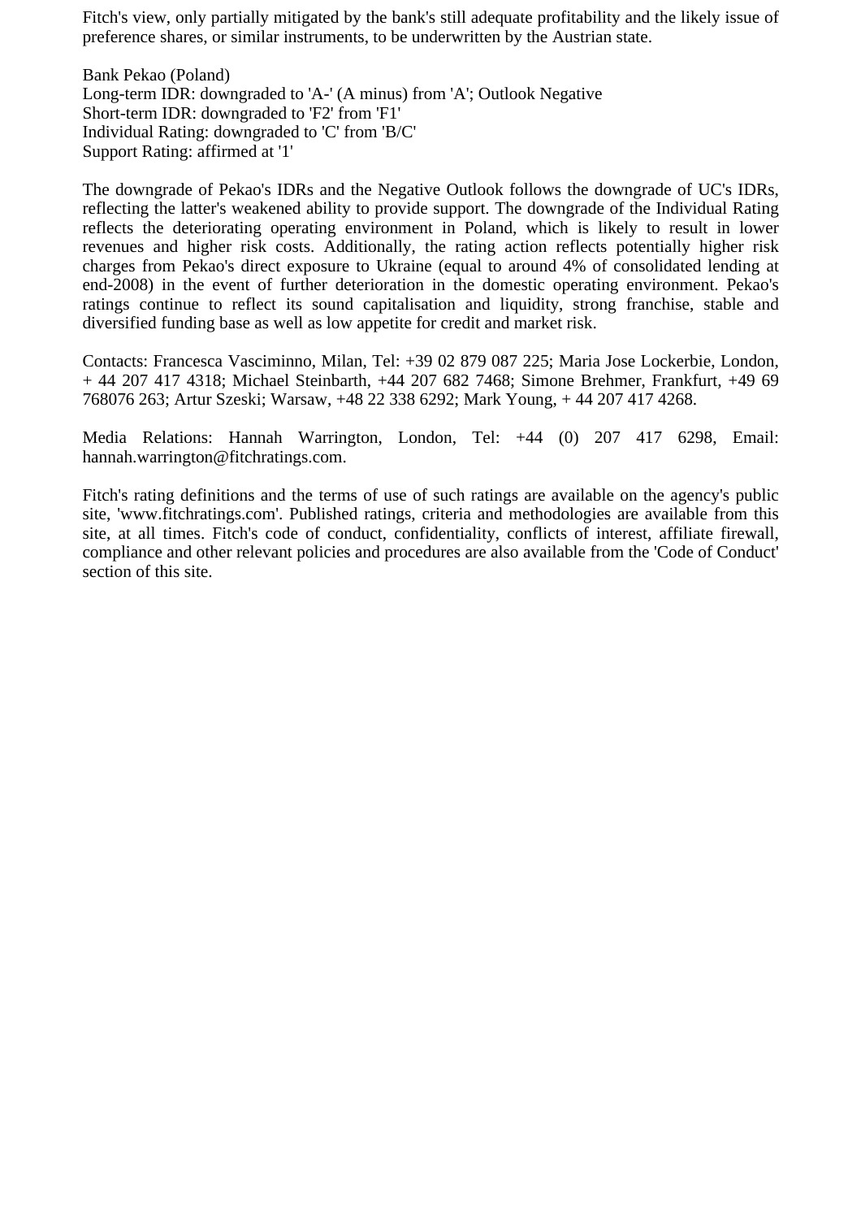Fitch's view, only partially mitigated by the bank's still adequate profitability and the likely issue of preference shares, or similar instruments, to be underwritten by the Austrian state.

Bank Pekao (Poland)
Long-term IDR: downgraded to 'A-' (A minus) from 'A'; Outlook Negative
Short-term IDR: downgraded to 'F2' from 'F1'
Individual Rating: downgraded to 'C' from 'B/C'
Support Rating: affirmed at '1'

The downgrade of Pekao's IDRs and the Negative Outlook follows the downgrade of UC's IDRs, reflecting the latter's weakened ability to provide support. The downgrade of the Individual Rating reflects the deteriorating operating environment in Poland, which is likely to result in lower revenues and higher risk costs. Additionally, the rating action reflects potentially higher risk charges from Pekao's direct exposure to Ukraine (equal to around 4% of consolidated lending at end-2008) in the event of further deterioration in the domestic operating environment. Pekao's ratings continue to reflect its sound capitalisation and liquidity, strong franchise, stable and diversified funding base as well as low appetite for credit and market risk.

Contacts: Francesca Vasciminno, Milan, Tel: +39 02 879 087 225; Maria Jose Lockerbie, London, + 44 207 417 4318; Michael Steinbarth, +44 207 682 7468; Simone Brehmer, Frankfurt, +49 69 768076 263; Artur Szeski; Warsaw, +48 22 338 6292; Mark Young, + 44 207 417 4268.

Media Relations: Hannah Warrington, London, Tel: +44 (0) 207 417 6298, Email: hannah.warrington@fitchratings.com.

Fitch's rating definitions and the terms of use of such ratings are available on the agency's public site, 'www.fitchratings.com'. Published ratings, criteria and methodologies are available from this site, at all times. Fitch's code of conduct, confidentiality, conflicts of interest, affiliate firewall, compliance and other relevant policies and procedures are also available from the 'Code of Conduct' section of this site.